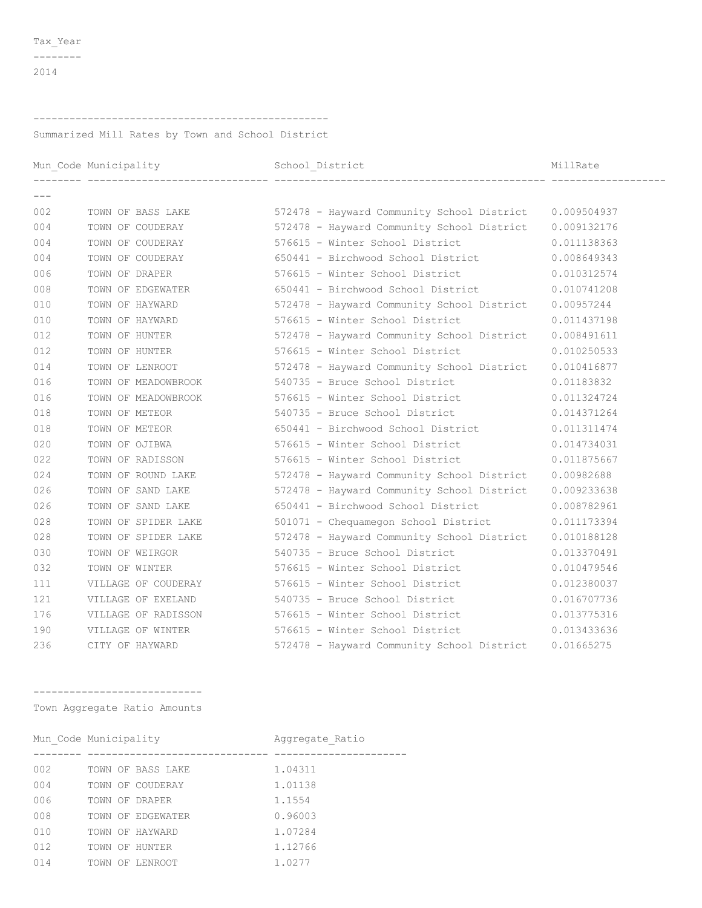| Tax_Year |
| --- |
| 2014 |

## Summarized Mill Rates by Town and School District

| Mun_Code | Municipality | School_District | MillRate |
| --- | --- | --- | --- |
| 002 | TOWN OF BASS LAKE | 572478 - Hayward Community School District | 0.009504937 |
| 004 | TOWN OF COUDERAY | 572478 - Hayward Community School District | 0.009132176 |
| 004 | TOWN OF COUDERAY | 576615 - Winter School District | 0.011138363 |
| 004 | TOWN OF COUDERAY | 650441 - Birchwood School District | 0.008649343 |
| 006 | TOWN OF DRAPER | 576615 - Winter School District | 0.010312574 |
| 008 | TOWN OF EDGEWATER | 650441 - Birchwood School District | 0.010741208 |
| 010 | TOWN OF HAYWARD | 572478 - Hayward Community School District | 0.00957244 |
| 010 | TOWN OF HAYWARD | 576615 - Winter School District | 0.011437198 |
| 012 | TOWN OF HUNTER | 572478 - Hayward Community School District | 0.008491611 |
| 012 | TOWN OF HUNTER | 576615 - Winter School District | 0.010250533 |
| 014 | TOWN OF LENROOT | 572478 - Hayward Community School District | 0.010416877 |
| 016 | TOWN OF MEADOWBROOK | 540735 - Bruce School District | 0.01183832 |
| 016 | TOWN OF MEADOWBROOK | 576615 - Winter School District | 0.011324724 |
| 018 | TOWN OF METEOR | 540735 - Bruce School District | 0.014371264 |
| 018 | TOWN OF METEOR | 650441 - Birchwood School District | 0.011311474 |
| 020 | TOWN OF OJIBWA | 576615 - Winter School District | 0.014734031 |
| 022 | TOWN OF RADISSON | 576615 - Winter School District | 0.011875667 |
| 024 | TOWN OF ROUND LAKE | 572478 - Hayward Community School District | 0.00982688 |
| 026 | TOWN OF SAND LAKE | 572478 - Hayward Community School District | 0.009233638 |
| 026 | TOWN OF SAND LAKE | 650441 - Birchwood School District | 0.008782961 |
| 028 | TOWN OF SPIDER LAKE | 501071 - Chequamegon School District | 0.011173394 |
| 028 | TOWN OF SPIDER LAKE | 572478 - Hayward Community School District | 0.010188128 |
| 030 | TOWN OF WEIRGOR | 540735 - Bruce School District | 0.013370491 |
| 032 | TOWN OF WINTER | 576615 - Winter School District | 0.010479546 |
| 111 | VILLAGE OF COUDERAY | 576615 - Winter School District | 0.012380037 |
| 121 | VILLAGE OF EXELAND | 540735 - Bruce School District | 0.016707736 |
| 176 | VILLAGE OF RADISSON | 576615 - Winter School District | 0.013775316 |
| 190 | VILLAGE OF WINTER | 576615 - Winter School District | 0.013433636 |
| 236 | CITY OF HAYWARD | 572478 - Hayward Community School District | 0.01665275 |

## Town Aggregate Ratio Amounts

| Mun_Code | Municipality | Aggregate_Ratio |
| --- | --- | --- |
| 002 | TOWN OF BASS LAKE | 1.04311 |
| 004 | TOWN OF COUDERAY | 1.01138 |
| 006 | TOWN OF DRAPER | 1.1554 |
| 008 | TOWN OF EDGEWATER | 0.96003 |
| 010 | TOWN OF HAYWARD | 1.07284 |
| 012 | TOWN OF HUNTER | 1.12766 |
| 014 | TOWN OF LENROOT | 1.0277 |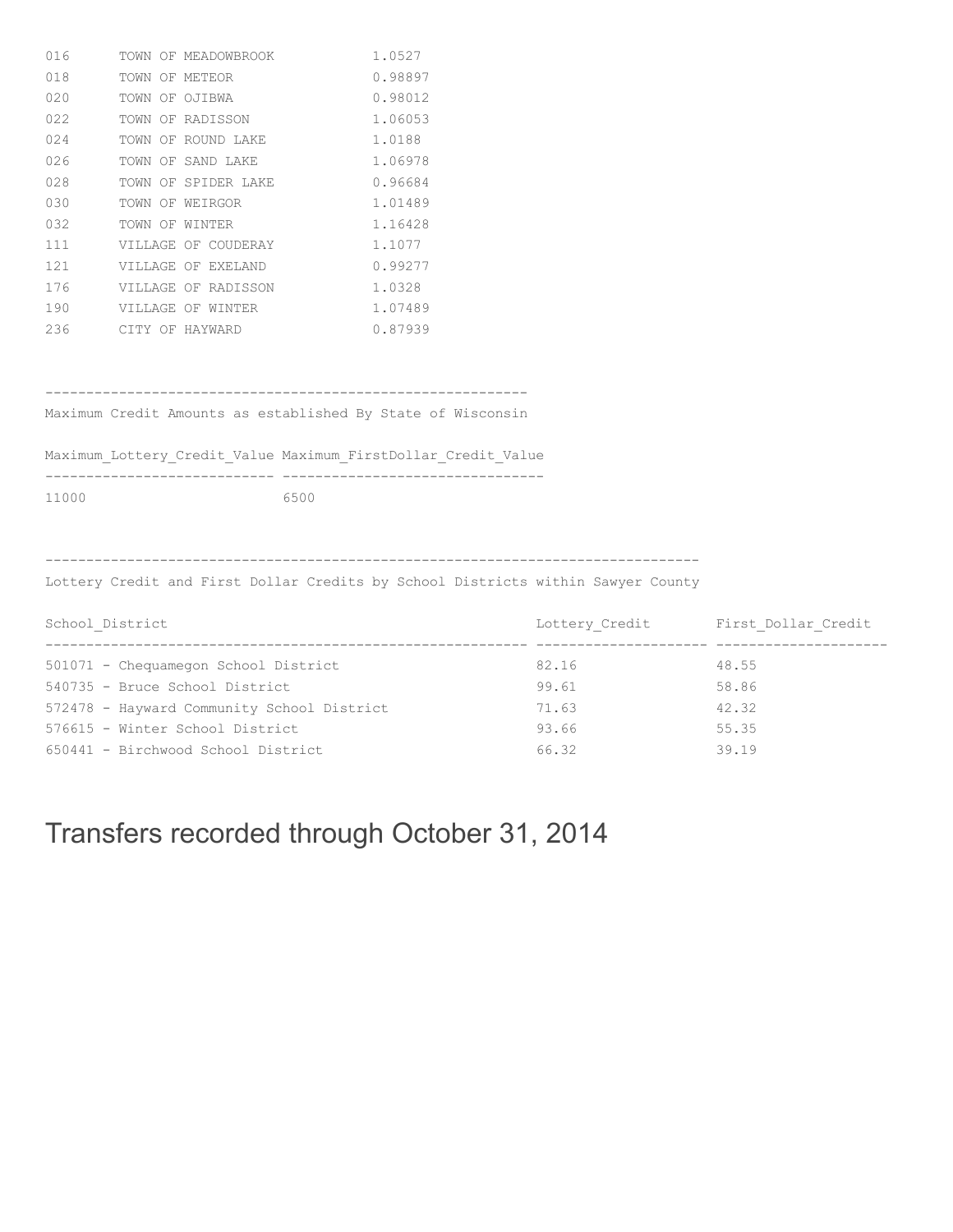| | | |
|---|---|---|
| 016 | TOWN OF MEADOWBROOK | 1.0527 |
| 018 | TOWN OF METEOR | 0.98897 |
| 020 | TOWN OF OJIBWA | 0.98012 |
| 022 | TOWN OF RADISSON | 1.06053 |
| 024 | TOWN OF ROUND LAKE | 1.0188 |
| 026 | TOWN OF SAND LAKE | 1.06978 |
| 028 | TOWN OF SPIDER LAKE | 0.96684 |
| 030 | TOWN OF WEIRGOR | 1.01489 |
| 032 | TOWN OF WINTER | 1.16428 |
| 111 | VILLAGE OF COUDERAY | 1.1077 |
| 121 | VILLAGE OF EXELAND | 0.99277 |
| 176 | VILLAGE OF RADISSON | 1.0328 |
| 190 | VILLAGE OF WINTER | 1.07489 |
| 236 | CITY OF HAYWARD | 0.87939 |

Maximum Credit Amounts as established By State of Wisconsin

| Maximum_Lottery_Credit_Value | Maximum_FirstDollar_Credit_Value |
|---|---|
| 11000 | 6500 |

Lottery Credit and First Dollar Credits by School Districts within Sawyer County

| School_District | Lottery_Credit | First_Dollar_Credit |
|---|---|---|
| 501071 - Chequamegon School District | 82.16 | 48.55 |
| 540735 - Bruce School District | 99.61 | 58.86 |
| 572478 - Hayward Community School District | 71.63 | 42.32 |
| 576615 - Winter School District | 93.66 | 55.35 |
| 650441 - Birchwood School District | 66.32 | 39.19 |

# Transfers recorded through October 31, 2014